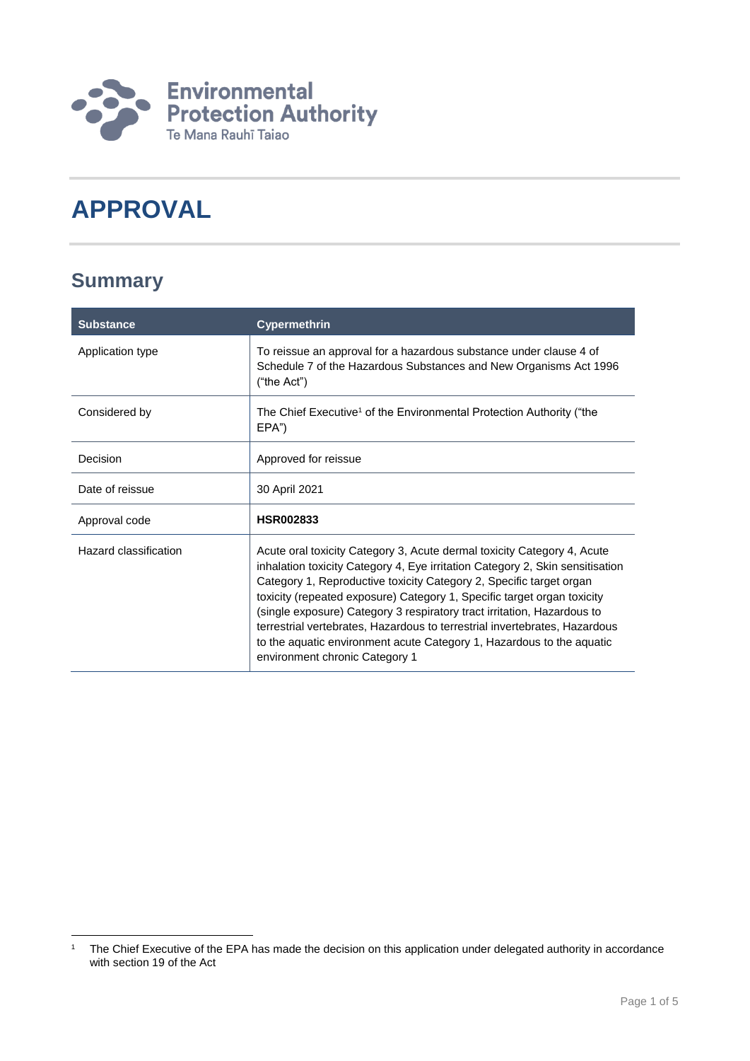Environmental Protection Authority
Te Mana Rauhī Taiao

# APPROVAL

## Summary

| Substance | Cypermethrin |
|---|---|
| Application type | To reissue an approval for a hazardous substance under clause 4 of Schedule 7 of the Hazardous Substances and New Organisms Act 1996 ("the Act") |
| Considered by | The Chief Executive[1] of the Environmental Protection Authority ("the EPA") |
| Decision | Approved for reissue |
| Date of reissue | 30 April 2021 |
| Approval code | **HSR002833** |
| Hazard classification | Acute oral toxicity Category 3, Acute dermal toxicity Category 4, Acute inhalation toxicity Category 4, Eye irritation Category 2, Skin sensitisation Category 1, Reproductive toxicity Category 2, Specific target organ toxicity (repeated exposure) Category 1, Specific target organ toxicity (single exposure) Category 3 respiratory tract irritation, Hazardous to terrestrial vertebrates, Hazardous to terrestrial invertebrates, Hazardous to the aquatic environment acute Category 1, Hazardous to the aquatic environment chronic Category 1 |

[1] The Chief Executive of the EPA has made the decision on this application under delegated authority in accordance with section 19 of the Act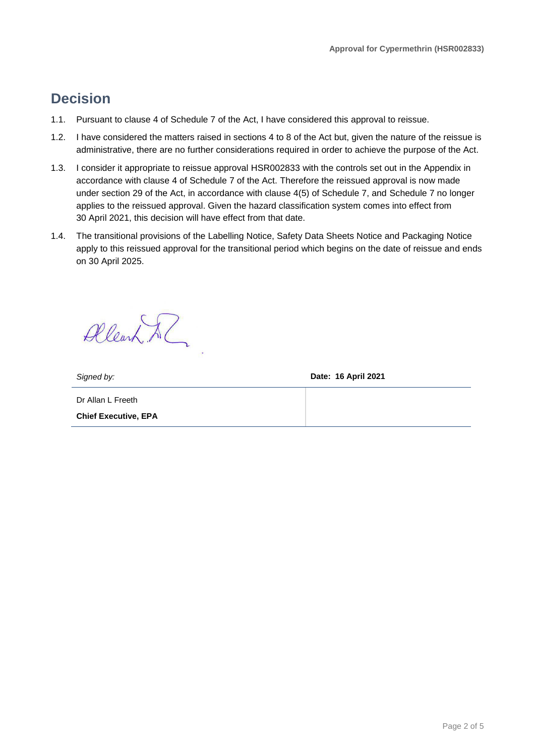# Decision

1.1. Pursuant to clause 4 of Schedule 7 of the Act, I have considered this approval to reissue.

1.2. I have considered the matters raised in sections 4 to 8 of the Act but, given the nature of the reissue is administrative, there are no further considerations required in order to achieve the purpose of the Act.

1.3. I consider it appropriate to reissue approval HSR002833 with the controls set out in the Appendix in accordance with clause 4 of Schedule 7 of the Act. Therefore the reissued approval is now made under section 29 of the Act, in accordance with clause 4(5) of Schedule 7, and Schedule 7 no longer applies to the reissued approval. Given the hazard classification system comes into effect from 30 April 2021, this decision will have effect from that date.

1.4. The transitional provisions of the Labelling Notice, Safety Data Sheets Notice and Packaging Notice apply to this reissued approval for the transitional period which begins on the date of reissue and ends on 30 April 2025.

| *Signed by:* | **Date: 16 April 2021** |
|---|---|
| Dr Allan L Freeth<br>**Chief Executive, EPA** | |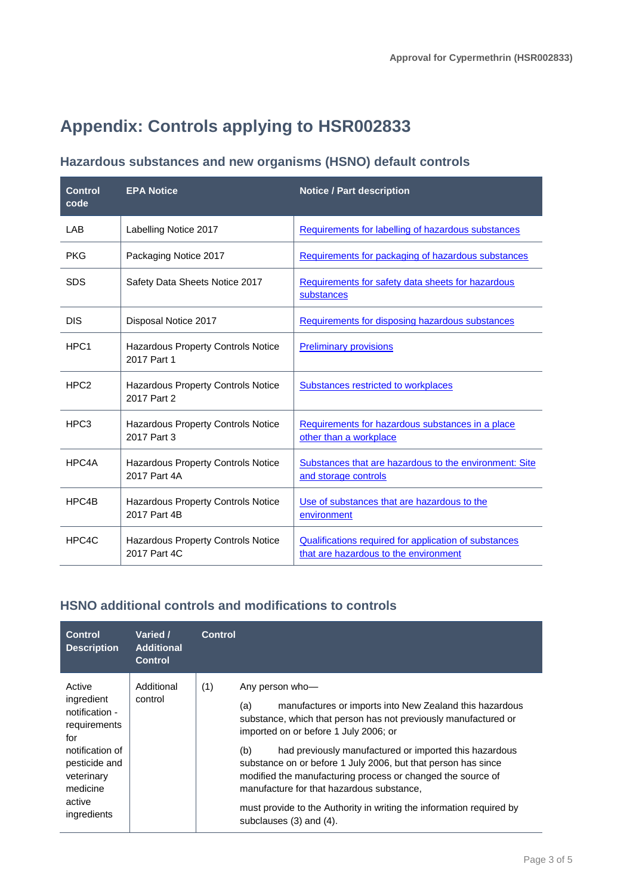# Appendix: Controls applying to HSR002833

## Hazardous substances and new organisms (HSNO) default controls

| Control code | EPA Notice | Notice / Part description |
|---|---|---|
| LAB | Labelling Notice 2017 | Requirements for labelling of hazardous substances |
| PKG | Packaging Notice 2017 | Requirements for packaging of hazardous substances |
| SDS | Safety Data Sheets Notice 2017 | Requirements for safety data sheets for hazardous substances |
| DIS | Disposal Notice 2017 | Requirements for disposing hazardous substances |
| HPC1 | Hazardous Property Controls Notice 2017 Part 1 | Preliminary provisions |
| HPC2 | Hazardous Property Controls Notice 2017 Part 2 | Substances restricted to workplaces |
| HPC3 | Hazardous Property Controls Notice 2017 Part 3 | Requirements for hazardous substances in a place other than a workplace |
| HPC4A | Hazardous Property Controls Notice 2017 Part 4A | Substances that are hazardous to the environment: Site and storage controls |
| HPC4B | Hazardous Property Controls Notice 2017 Part 4B | Use of substances that are hazardous to the environment |
| HPC4C | Hazardous Property Controls Notice 2017 Part 4C | Qualifications required for application of substances that are hazardous to the environment |

## HSNO additional controls and modifications to controls

| Control Description | Varied / Additional Control | Control | |
|---|---|---|---|
| Active ingredient notification - requirements for notification of pesticide and veterinary medicine active ingredients | Additional control | (1) | Any person who—<br><br>(a) manufactures or imports into New Zealand this hazardous substance, which that person has not previously manufactured or imported on or before 1 July 2006; or<br><br>(b) had previously manufactured or imported this hazardous substance on or before 1 July 2006, but that person has since modified the manufacturing process or changed the source of manufacture for that hazardous substance,<br><br>must provide to the Authority in writing the information required by subclauses (3) and (4). |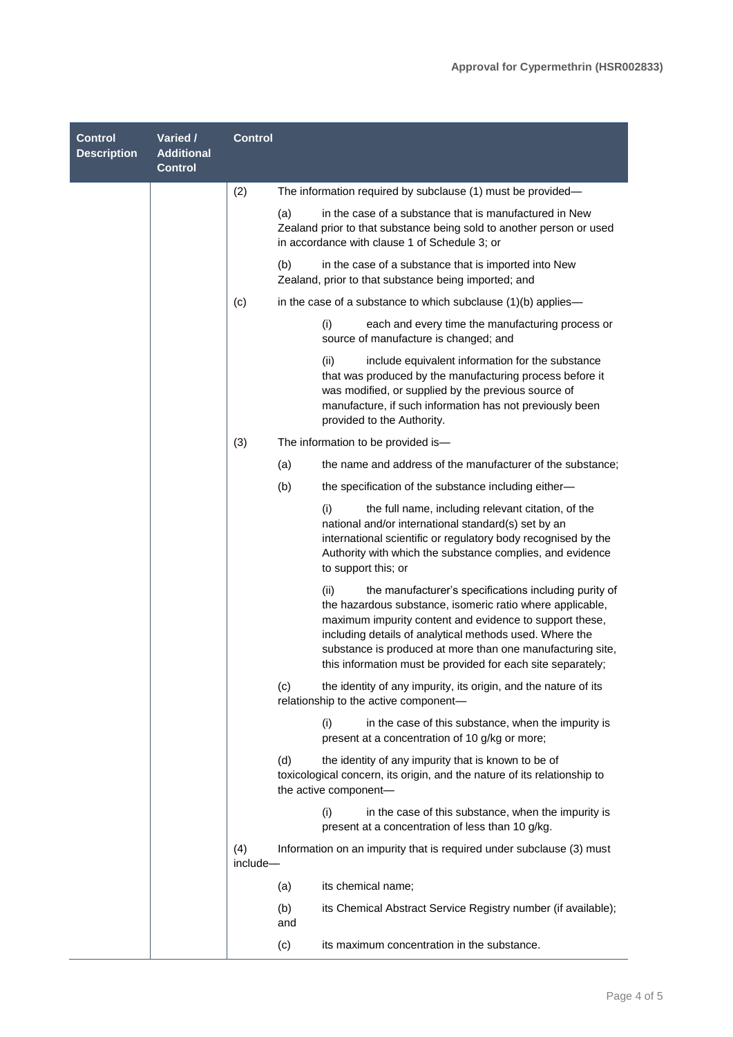| Control Description | Varied / Additional Control | Control |
| --- | --- | --- |
| | | (2) The information required by subclause (1) must be provided—<br><br>(a) in the case of a substance that is manufactured in New Zealand prior to that substance being sold to another person or used in accordance with clause 1 of Schedule 3; or<br><br>(b) in the case of a substance that is imported into New Zealand, prior to that substance being imported; and<br><br>(c) in the case of a substance to which subclause (1)(b) applies—<br><br>(i) each and every time the manufacturing process or source of manufacture is changed; and<br><br>(ii) include equivalent information for the substance that was produced by the manufacturing process before it was modified, or supplied by the previous source of manufacture, if such information has not previously been provided to the Authority.<br><br>(3) The information to be provided is—<br><br>(a) the name and address of the manufacturer of the substance;<br><br>(b) the specification of the substance including either—<br><br>(i) the full name, including relevant citation, of the national and/or international standard(s) set by an international scientific or regulatory body recognised by the Authority with which the substance complies, and evidence to support this; or<br><br>(ii) the manufacturer's specifications including purity of the hazardous substance, isomeric ratio where applicable, maximum impurity content and evidence to support these, including details of analytical methods used. Where the substance is produced at more than one manufacturing site, this information must be provided for each site separately;<br><br>(c) the identity of any impurity, its origin, and the nature of its relationship to the active component—<br><br>(i) in the case of this substance, when the impurity is present at a concentration of 10 g/kg or more;<br><br>(d) the identity of any impurity that is known to be of toxicological concern, its origin, and the nature of its relationship to the active component—<br><br>(i) in the case of this substance, when the impurity is present at a concentration of less than 10 g/kg.<br><br>(4) Information on an impurity that is required under subclause (3) must include—<br><br>(a) its chemical name;<br><br>(b) its Chemical Abstract Service Registry number (if available); and<br><br>(c) its maximum concentration in the substance. |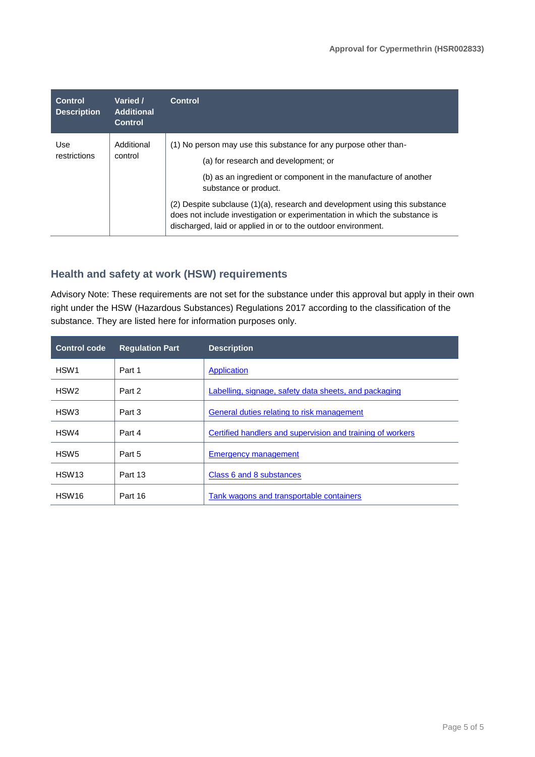| Control Description | Varied / Additional Control | Control |
|---|---|---|
| Use restrictions | Additional control | (1) No person may use this substance for any purpose other than-<br>(a) for research and development; or<br>(b) as an ingredient or component in the manufacture of another substance or product.<br>(2) Despite subclause (1)(a), research and development using this substance does not include investigation or experimentation in which the substance is discharged, laid or applied in or to the outdoor environment. |

## Health and safety at work (HSW) requirements

Advisory Note: These requirements are not set for the substance under this approval but apply in their own right under the HSW (Hazardous Substances) Regulations 2017 according to the classification of the substance. They are listed here for information purposes only.

| Control code | Regulation Part | Description |
|---|---|---|
| HSW1 | Part 1 | Application |
| HSW2 | Part 2 | Labelling, signage, safety data sheets, and packaging |
| HSW3 | Part 3 | General duties relating to risk management |
| HSW4 | Part 4 | Certified handlers and supervision and training of workers |
| HSW5 | Part 5 | Emergency management |
| HSW13 | Part 13 | Class 6 and 8 substances |
| HSW16 | Part 16 | Tank wagons and transportable containers |